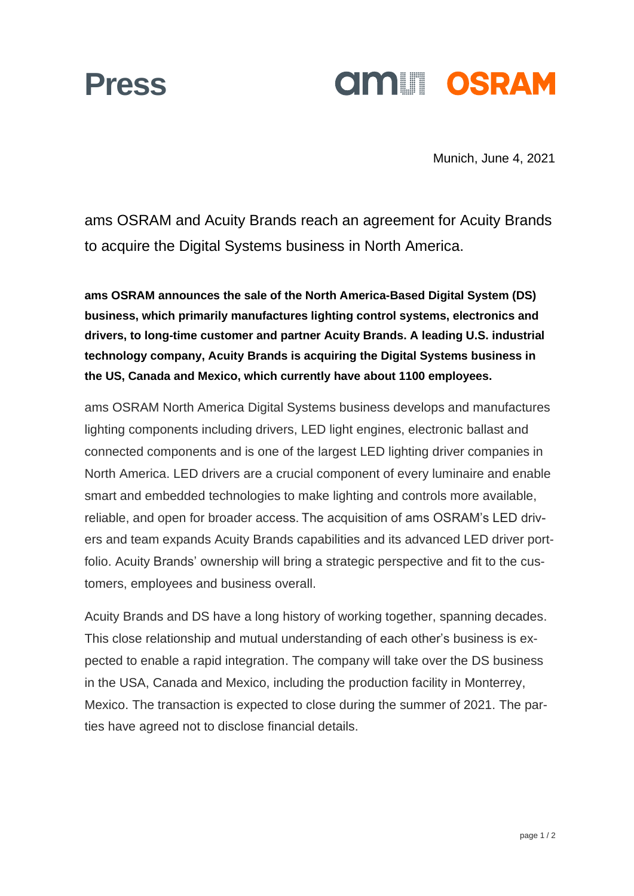# Press

Munich, June 4, 2021

## ams OSRAM and Acuity Brands reach an agreement for Acuity Brands to acquire the Digital Systems business in North America.

**ams OSRAM announces the sale of the North America-Based Digital System (DS) business, which primarily manufactures lighting control systems, electronics and drivers, to long-time customer and partner Acuity Brands. A leading U.S. industrial technology company, Acuity Brands is acquiring the Digital Systems business in the US, Canada and Mexico, which currently have about 1100 employees.**

ams OSRAM North America Digital Systems business develops and manufactures lighting components including drivers, LED light engines, electronic ballast and connected components and is one of the largest LED lighting driver companies in North America. LED drivers are a crucial component of every luminaire and enable smart and embedded technologies to make lighting and controls more available, reliable, and open for broader access. The acquisition of ams OSRAM's LED drivers and team expands Acuity Brands capabilities and its advanced LED driver portfolio. Acuity Brands' ownership will bring a strategic perspective and fit to the customers, employees and business overall.

Acuity Brands and DS have a long history of working together, spanning decades. This close relationship and mutual understanding of each other's business is expected to enable a rapid integration. The company will take over the DS business in the USA, Canada and Mexico, including the production facility in Monterrey, Mexico. The transaction is expected to close during the summer of 2021. The parties have agreed not to disclose financial details.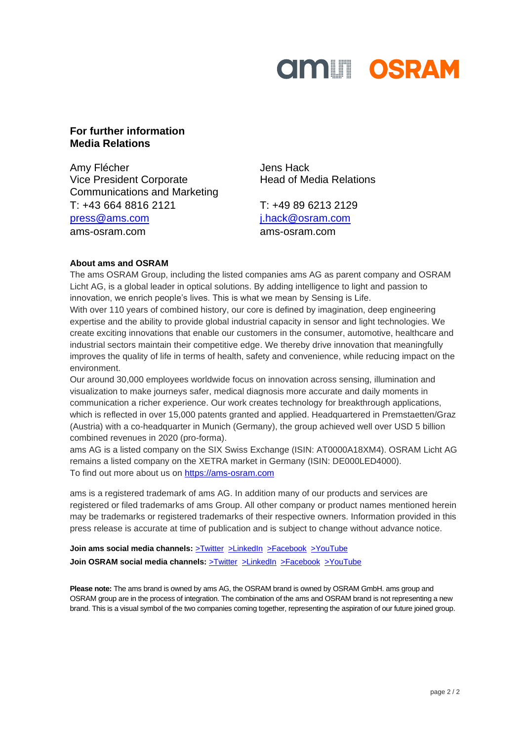**For further information**
**Media Relations**

Amy Flécher
Vice President Corporate Communications and Marketing
T: +43 664 8816 2121
press@ams.com
ams-osram.com

Jens Hack
Head of Media Relations

T: +49 89 6213 2129
j.hack@osram.com
ams-osram.com

**About ams and OSRAM**

The ams OSRAM Group, including the listed companies ams AG as parent company and OSRAM Licht AG, is a global leader in optical solutions. By adding intelligence to light and passion to innovation, we enrich people's lives. This is what we mean by Sensing is Life.

With over 110 years of combined history, our core is defined by imagination, deep engineering expertise and the ability to provide global industrial capacity in sensor and light technologies. We create exciting innovations that enable our customers in the consumer, automotive, healthcare and industrial sectors maintain their competitive edge. We thereby drive innovation that meaningfully improves the quality of life in terms of health, safety and convenience, while reducing impact on the environment.

Our around 30,000 employees worldwide focus on innovation across sensing, illumination and visualization to make journeys safer, medical diagnosis more accurate and daily moments in communication a richer experience. Our work creates technology for breakthrough applications, which is reflected in over 15,000 patents granted and applied. Headquartered in Premstaetten/Graz (Austria) with a co-headquarter in Munich (Germany), the group achieved well over USD 5 billion combined revenues in 2020 (pro-forma).

ams AG is a listed company on the SIX Swiss Exchange (ISIN: AT0000A18XM4). OSRAM Licht AG remains a listed company on the XETRA market in Germany (ISIN: DE000LED4000).

To find out more about us on https://ams-osram.com

ams is a registered trademark of ams AG. In addition many of our products and services are registered or filed trademarks of ams Group. All other company or product names mentioned herein may be trademarks or registered trademarks of their respective owners. Information provided in this press release is accurate at time of publication and is subject to change without advance notice.

**Join ams social media channels:** >Twitter >LinkedIn >Facebook >YouTube
**Join OSRAM social media channels:** >Twitter >LinkedIn >Facebook >YouTube

**Please note:** The ams brand is owned by ams AG, the OSRAM brand is owned by OSRAM GmbH. ams group and OSRAM group are in the process of integration. The combination of the ams and OSRAM brand is not representing a new brand. This is a visual symbol of the two companies coming together, representing the aspiration of our future joined group.